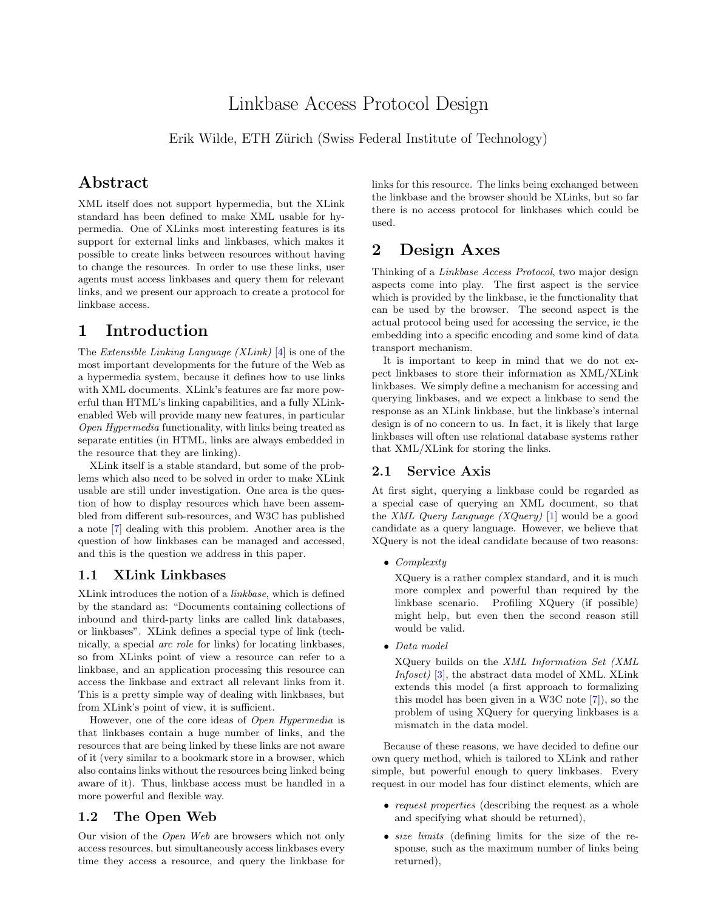# Linkbase Access Protocol Design

Erik Wilde, ETH Zürich (Swiss Federal Institute of Technology)

## Abstract

XML itself does not support hypermedia, but the XLink standard has been defined to make XML usable for hypermedia. One of XLinks most interesting features is its support for external links and linkbases, which makes it possible to create links between resources without having to change the resources. In order to use these links, user agents must access linkbases and query them for relevant links, and we present our approach to create a protocol for linkbase access.

# 1 Introduction

The *Extensible Linking Language (XLink)* [4] is one of the most important developments for the future of the Web as a hypermedia system, because it defines how to use links with XML documents. XLink's features are far more powerful than HTML's linking capabilities, and a fully XLink-enabled Web will provide many new features, in particular *Open Hypermedia* functionality, with links being treated as separate entities (in HTML, links are always embedded in the resource that they are linking).

XLink itself is a stable standard, but some of the problems which also need to be solved in order to make XLink usable are still under investigation. One area is the question of how to display resources which have been assembled from different sub-resources, and W3C has published a note [7] dealing with this problem. Another area is the question of how linkbases can be managed and accessed, and this is the question we address in this paper.

## 1.1 XLink Linkbases

XLink introduces the notion of a *linkbase*, which is defined by the standard as: "Documents containing collections of inbound and third-party links are called link databases, or linkbases". XLink defines a special type of link (technically, a special *arc role* for links) for locating linkbases, so from XLinks point of view a resource can refer to a linkbase, and an application processing this resource can access the linkbase and extract all relevant links from it. This is a pretty simple way of dealing with linkbases, but from XLink's point of view, it is sufficient.

However, one of the core ideas of *Open Hypermedia* is that linkbases contain a huge number of links, and the resources that are being linked by these links are not aware of it (very similar to a bookmark store in a browser, which also contains links without the resources being linked being aware of it). Thus, linkbase access must be handled in a more powerful and flexible way.

## 1.2 The Open Web

Our vision of the *Open Web* are browsers which not only access resources, but simultaneously access linkbases every time they access a resource, and query the linkbase for links for this resource. The links being exchanged between the linkbase and the browser should be XLinks, but so far there is no access protocol for linkbases which could be used.

# 2 Design Axes

Thinking of a *Linkbase Access Protocol*, two major design aspects come into play. The first aspect is the service which is provided by the linkbase, ie the functionality that can be used by the browser. The second aspect is the actual protocol being used for accessing the service, ie the embedding into a specific encoding and some kind of data transport mechanism.

It is important to keep in mind that we do not expect linkbases to store their information as XML/XLink linkbases. We simply define a mechanism for accessing and querying linkbases, and we expect a linkbase to send the response as an XLink linkbase, but the linkbase's internal design is of no concern to us. In fact, it is likely that large linkbases will often use relational database systems rather that XML/XLink for storing the links.

## 2.1 Service Axis

At first sight, querying a linkbase could be regarded as a special case of querying an XML document, so that the *XML Query Language (XQuery)* [1] would be a good candidate as a query language. However, we believe that XQuery is not the ideal candidate because of two reasons:

- *Complexity*

  XQuery is a rather complex standard, and it is much more complex and powerful than required by the linkbase scenario. Profiling XQuery (if possible) might help, but even then the second reason still would be valid.

- *Data model*

  XQuery builds on the *XML Information Set (XML Infoset)* [3], the abstract data model of XML. XLink extends this model (a first approach to formalizing this model has been given in a W3C note [7]), so the problem of using XQuery for querying linkbases is a mismatch in the data model.

Because of these reasons, we have decided to define our own query method, which is tailored to XLink and rather simple, but powerful enough to query linkbases. Every request in our model has four distinct elements, which are

- *request properties* (describing the request as a whole and specifying what should be returned),
- *size limits* (defining limits for the size of the response, such as the maximum number of links being returned),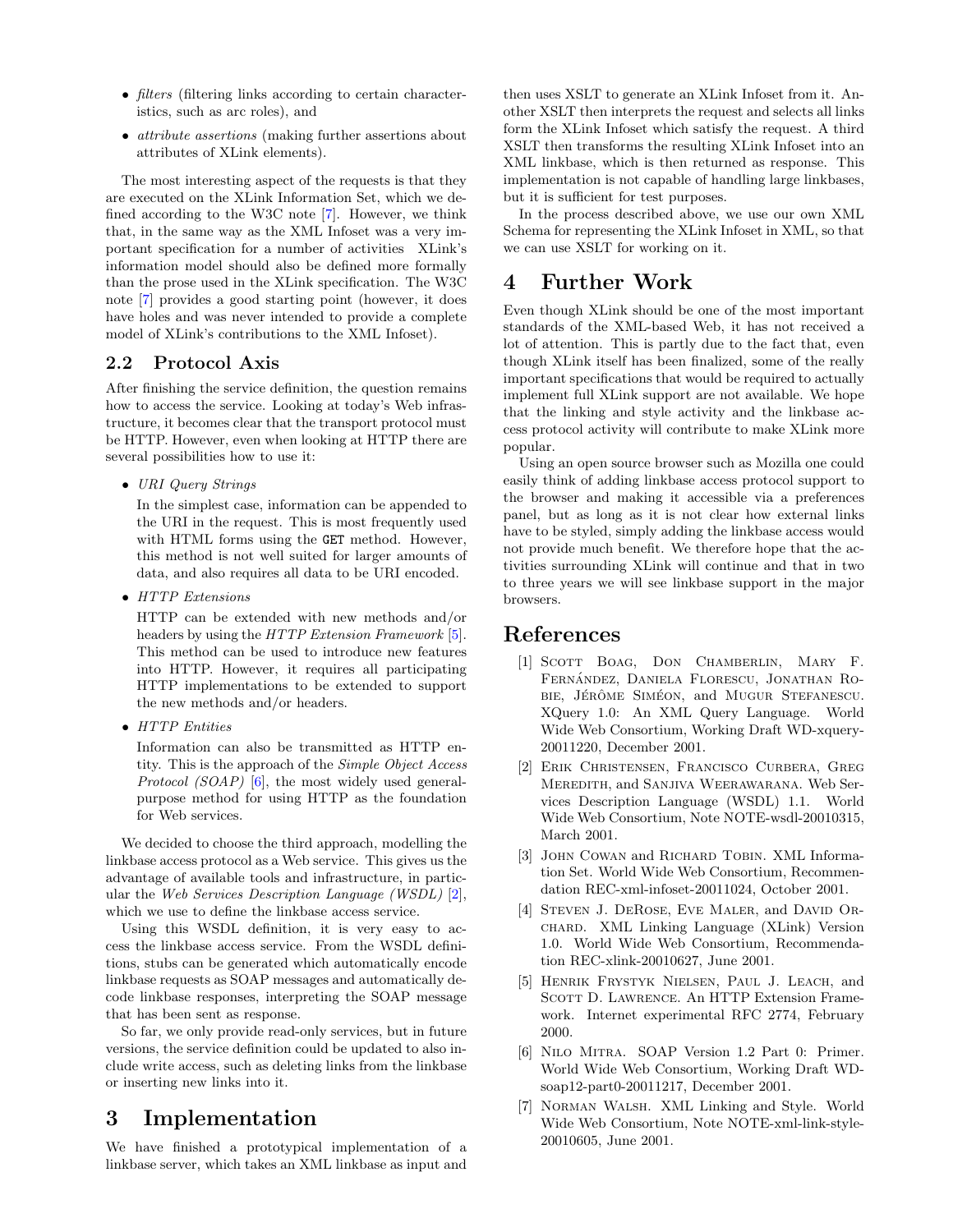- *filters* (filtering links according to certain characteristics, such as arc roles), and
- *attribute assertions* (making further assertions about attributes of XLink elements).

The most interesting aspect of the requests is that they are executed on the XLink Information Set, which we defined according to the W3C note [7]. However, we think that, in the same way as the XML Infoset was a very important specification for a number of activities XLink's information model should also be defined more formally than the prose used in the XLink specification. The W3C note [7] provides a good starting point (however, it does have holes and was never intended to provide a complete model of XLink's contributions to the XML Infoset).

## 2.2 Protocol Axis

After finishing the service definition, the question remains how to access the service. Looking at today's Web infrastructure, it becomes clear that the transport protocol must be HTTP. However, even when looking at HTTP there are several possibilities how to use it:

- *URI Query Strings*

  In the simplest case, information can be appended to the URI in the request. This is most frequently used with HTML forms using the `GET` method. However, this method is not well suited for larger amounts of data, and also requires all data to be URI encoded.

- *HTTP Extensions*

  HTTP can be extended with new methods and/or headers by using the *HTTP Extension Framework* [5]. This method can be used to introduce new features into HTTP. However, it requires all participating HTTP implementations to be extended to support the new methods and/or headers.

- *HTTP Entities*

  Information can also be transmitted as HTTP entity. This is the approach of the *Simple Object Access Protocol (SOAP)* [6], the most widely used general-purpose method for using HTTP as the foundation for Web services.

We decided to choose the third approach, modelling the linkbase access protocol as a Web service. This gives us the advantage of available tools and infrastructure, in particular the *Web Services Description Language (WSDL)* [2], which we use to define the linkbase access service.

Using this WSDL definition, it is very easy to access the linkbase access service. From the WSDL definitions, stubs can be generated which automatically encode linkbase requests as SOAP messages and automatically decode linkbase responses, interpreting the SOAP message that has been sent as response.

So far, we only provide read-only services, but in future versions, the service definition could be updated to also include write access, such as deleting links from the linkbase or inserting new links into it.

# 3 Implementation

We have finished a prototypical implementation of a linkbase server, which takes an XML linkbase as input and then uses XSLT to generate an XLink Infoset from it. Another XSLT then interprets the request and selects all links form the XLink Infoset which satisfy the request. A third XSLT then transforms the resulting XLink Infoset into an XML linkbase, which is then returned as response. This implementation is not capable of handling large linkbases, but it is sufficient for test purposes.

In the process described above, we use our own XML Schema for representing the XLink Infoset in XML, so that we can use XSLT for working on it.

# 4 Further Work

Even though XLink should be one of the most important standards of the XML-based Web, it has not received a lot of attention. This is partly due to the fact that, even though XLink itself has been finalized, some of the really important specifications that would be required to actually implement full XLink support are not available. We hope that the linking and style activity and the linkbase access protocol activity will contribute to make XLink more popular.

Using an open source browser such as Mozilla one could easily think of adding linkbase access protocol support to the browser and making it accessible via a preferences panel, but as long as it is not clear how external links have to be styled, simply adding the linkbase access would not provide much benefit. We therefore hope that the activities surrounding XLink will continue and that in two to three years we will see linkbase support in the major browsers.

# References

[1] Scott Boag, Don Chamberlin, Mary F. Fernández, Daniela Florescu, Jonathan Robie, Jérôme Siméon, and Mugur Stefanescu. XQuery 1.0: An XML Query Language. World Wide Web Consortium, Working Draft WD-xquery-20011220, December 2001.

[2] Erik Christensen, Francisco Curbera, Greg Meredith, and Sanjiva Weerawarana. Web Services Description Language (WSDL) 1.1. World Wide Web Consortium, Note NOTE-wsdl-20010315, March 2001.

[3] John Cowan and Richard Tobin. XML Information Set. World Wide Web Consortium, Recommendation REC-xml-infoset-20011024, October 2001.

[4] Steven J. DeRose, Eve Maler, and David Orchard. XML Linking Language (XLink) Version 1.0. World Wide Web Consortium, Recommendation REC-xlink-20010627, June 2001.

[5] Henrik Frystyk Nielsen, Paul J. Leach, and Scott D. Lawrence. An HTTP Extension Framework. Internet experimental RFC 2774, February 2000.

[6] Nilo Mitra. SOAP Version 1.2 Part 0: Primer. World Wide Web Consortium, Working Draft WD-soap12-part0-20011217, December 2001.

[7] Norman Walsh. XML Linking and Style. World Wide Web Consortium, Note NOTE-xml-link-style-20010605, June 2001.